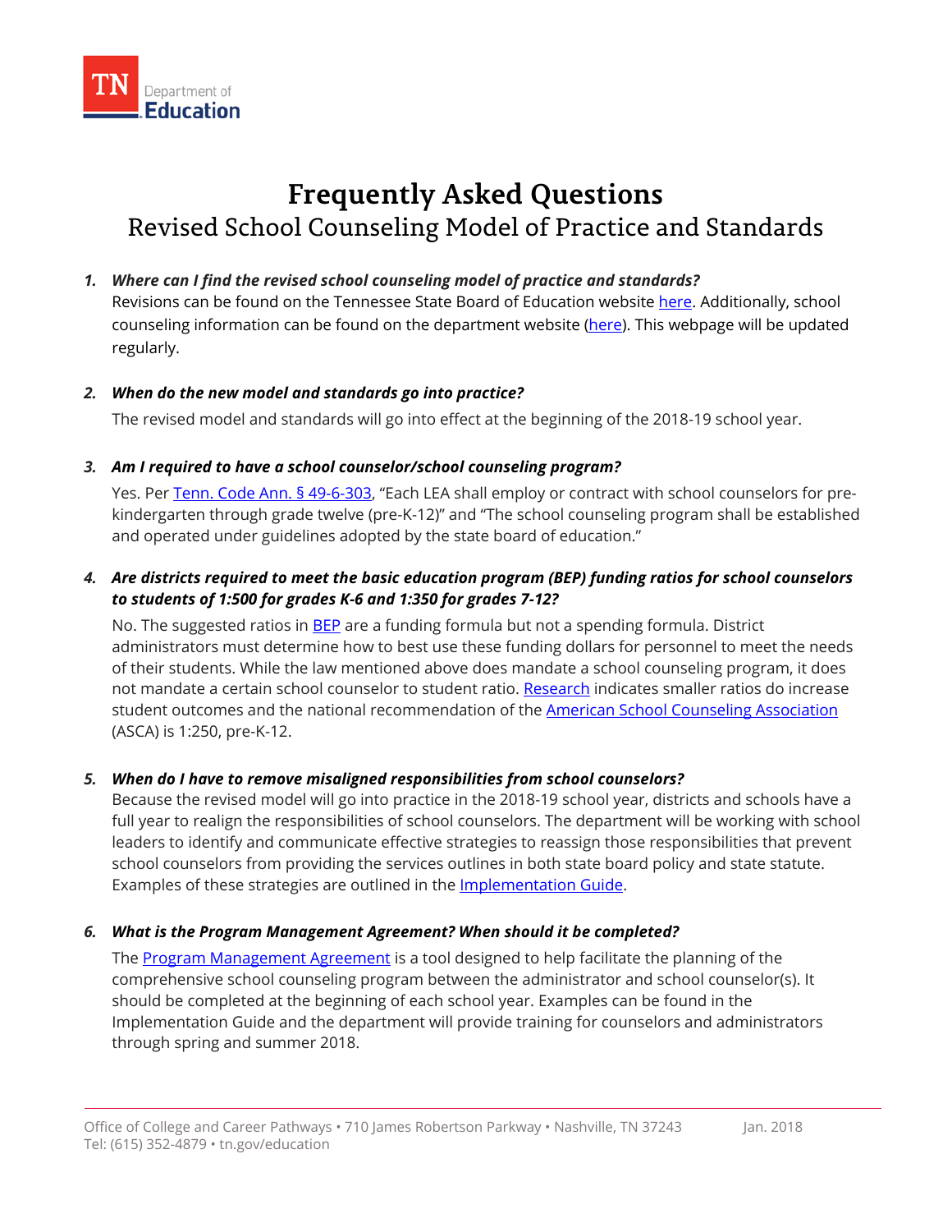TN Department of Education

# Frequently Asked Questions

## Revised School Counseling Model of Practice and Standards

1. ***Where can I find the revised school counseling model of practice and standards?***
   Revisions can be found on the Tennessee State Board of Education website [here](). Additionally, school counseling information can be found on the department website ([here]()). This webpage will be updated regularly.

2. ***When do the new model and standards go into practice?***
   The revised model and standards will go into effect at the beginning of the 2018-19 school year.

3. ***Am I required to have a school counselor/school counseling program?***
   Yes. Per [Tenn. Code Ann. § 49-6-303](), "Each LEA shall employ or contract with school counselors for pre-kindergarten through grade twelve (pre-K-12)" and "The school counseling program shall be established and operated under guidelines adopted by the state board of education."

4. ***Are districts required to meet the basic education program (BEP) funding ratios for school counselors to students of 1:500 for grades K-6 and 1:350 for grades 7-12?***
   No. The suggested ratios in [BEP]() are a funding formula but not a spending formula. District administrators must determine how to best use these funding dollars for personnel to meet the needs of their students. While the law mentioned above does mandate a school counseling program, it does not mandate a certain school counselor to student ratio. [Research]() indicates smaller ratios do increase student outcomes and the national recommendation of the [American School Counseling Association]() (ASCA) is 1:250, pre-K-12.

5. ***When do I have to remove misaligned responsibilities from school counselors?***
   Because the revised model will go into practice in the 2018-19 school year, districts and schools have a full year to realign the responsibilities of school counselors. The department will be working with school leaders to identify and communicate effective strategies to reassign those responsibilities that prevent school counselors from providing the services outlines in both state board policy and state statute. Examples of these strategies are outlined in the [Implementation Guide]().

6. ***What is the Program Management Agreement? When should it be completed?***
   The [Program Management Agreement]() is a tool designed to help facilitate the planning of the comprehensive school counseling program between the administrator and school counselor(s). It should be completed at the beginning of each school year. Examples can be found in the Implementation Guide and the department will provide training for counselors and administrators through spring and summer 2018.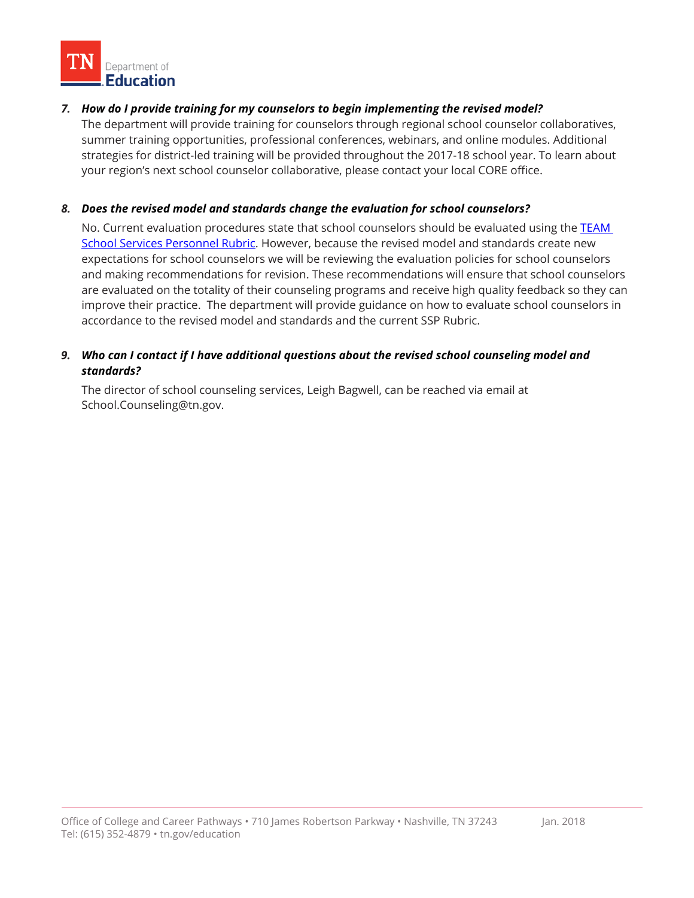7. ***How do I provide training for my counselors to begin implementing the revised model?***

   The department will provide training for counselors through regional school counselor collaboratives, summer training opportunities, professional conferences, webinars, and online modules. Additional strategies for district-led training will be provided throughout the 2017-18 school year. To learn about your region's next school counselor collaborative, please contact your local CORE office.

8. ***Does the revised model and standards change the evaluation for school counselors?***

   No. Current evaluation procedures state that school counselors should be evaluated using the TEAM School Services Personnel Rubric. However, because the revised model and standards create new expectations for school counselors we will be reviewing the evaluation policies for school counselors and making recommendations for revision. These recommendations will ensure that school counselors are evaluated on the totality of their counseling programs and receive high quality feedback so they can improve their practice. The department will provide guidance on how to evaluate school counselors in accordance to the revised model and standards and the current SSP Rubric.

9. ***Who can I contact if I have additional questions about the revised school counseling model and standards?***

   The director of school counseling services, Leigh Bagwell, can be reached via email at School.Counseling@tn.gov.